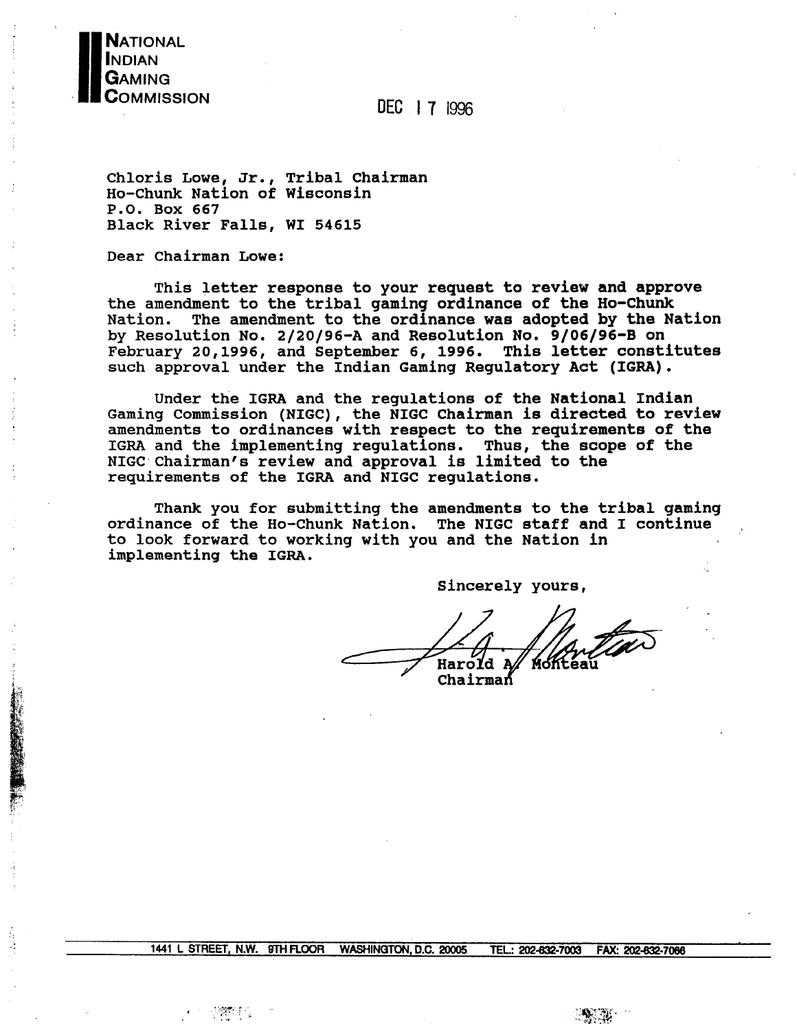**NATIONAL INDIAN GAMING COMMISSION**

DEC 17 1996

Chloris Lowe, Jr., Tribal Chairman
Ho-Chunk Nation of Wisconsin
P.O. Box 667
Black River Falls, WI 54615

Dear Chairman Lowe:

This letter response to your request to review and approve the amendment to the tribal gaming ordinance of the Ho-Chunk Nation. The amendment to the ordinance was adopted by the Nation by Resolution No. 2/20/96-A and Resolution No. 9/06/96-B on February 20,1996, and September 6, 1996. This letter constitutes such approval under the Indian Gaming Regulatory Act (IGRA).

Under the IGRA and the regulations of the National Indian Gaming Commission (NIGC), the NIGC Chairman is directed to review amendments to ordinances with respect to the requirements of the IGRA and the implementing regulations. Thus, the scope of the NIGC Chairman's review and approval is limited to the requirements of the IGRA and NIGC regulations.

Thank you for submitting the amendments to the tribal gaming ordinance of the Ho-Chunk Nation. The NIGC staff and I continue to look forward to working with you and the Nation in implementing the IGRA.

Sincerely yours,

Harold A. Monteau
Chairman

1441 L STREET, N.W. 9TH FLOOR WASHINGTON, D.C. 20005 TEL.: 202-632-7003 FAX: 202-632-7066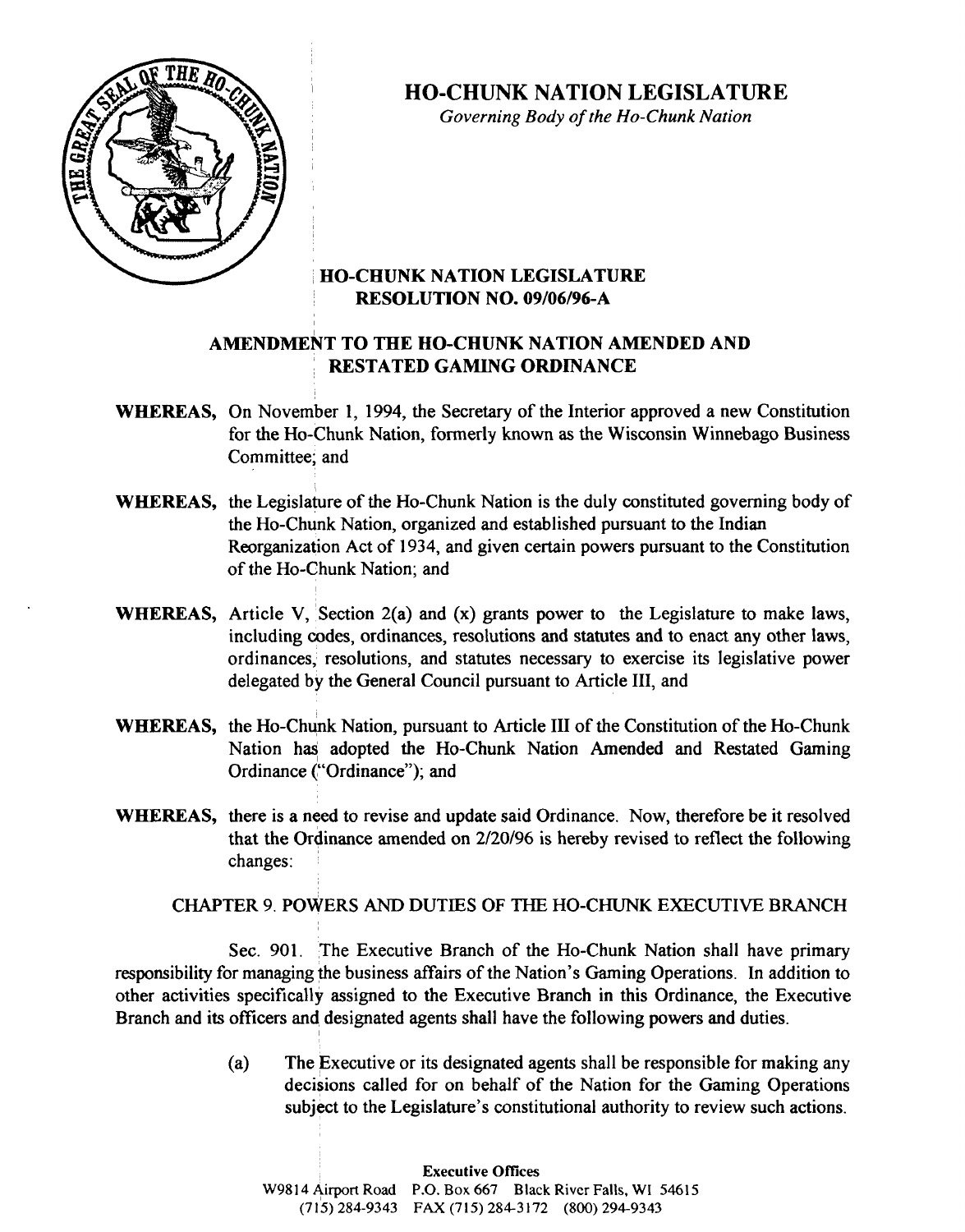# HO-CHUNK NATION LEGISLATURE

*Governing Body of the Ho-Chunk Nation*

## HO-CHUNK NATION LEGISLATURE RESOLUTION NO. 09/06/96-A

## AMENDMENT TO THE HO-CHUNK NATION AMENDED AND RESTATED GAMING ORDINANCE

**WHEREAS,** On November 1, 1994, the Secretary of the Interior approved a new Constitution for the Ho-Chunk Nation, formerly known as the Wisconsin Winnebago Business Committee; and

**WHEREAS,** the Legislature of the Ho-Chunk Nation is the duly constituted governing body of the Ho-Chunk Nation, organized and established pursuant to the Indian Reorganization Act of 1934, and given certain powers pursuant to the Constitution of the Ho-Chunk Nation; and

**WHEREAS,** Article V, Section 2(a) and (x) grants power to the Legislature to make laws, including codes, ordinances, resolutions and statutes and to enact any other laws, ordinances, resolutions, and statutes necessary to exercise its legislative power delegated by the General Council pursuant to Article III, and

**WHEREAS,** the Ho-Chunk Nation, pursuant to Article III of the Constitution of the Ho-Chunk Nation has adopted the Ho-Chunk Nation Amended and Restated Gaming Ordinance ("Ordinance"); and

**WHEREAS,** there is a need to revise and update said Ordinance. Now, therefore be it resolved that the Ordinance amended on 2/20/96 is hereby revised to reflect the following changes:

CHAPTER 9. POWERS AND DUTIES OF THE HO-CHUNK EXECUTIVE BRANCH

Sec. 901. The Executive Branch of the Ho-Chunk Nation shall have primary responsibility for managing the business affairs of the Nation's Gaming Operations. In addition to other activities specifically assigned to the Executive Branch in this Ordinance, the Executive Branch and its officers and designated agents shall have the following powers and duties.

(a) The Executive or its designated agents shall be responsible for making any decisions called for on behalf of the Nation for the Gaming Operations subject to the Legislature's constitutional authority to review such actions.

**Executive Offices**
W9814 Airport Road P.O. Box 667 Black River Falls, WI 54615
(715) 284-9343 FAX (715) 284-3172 (800) 294-9343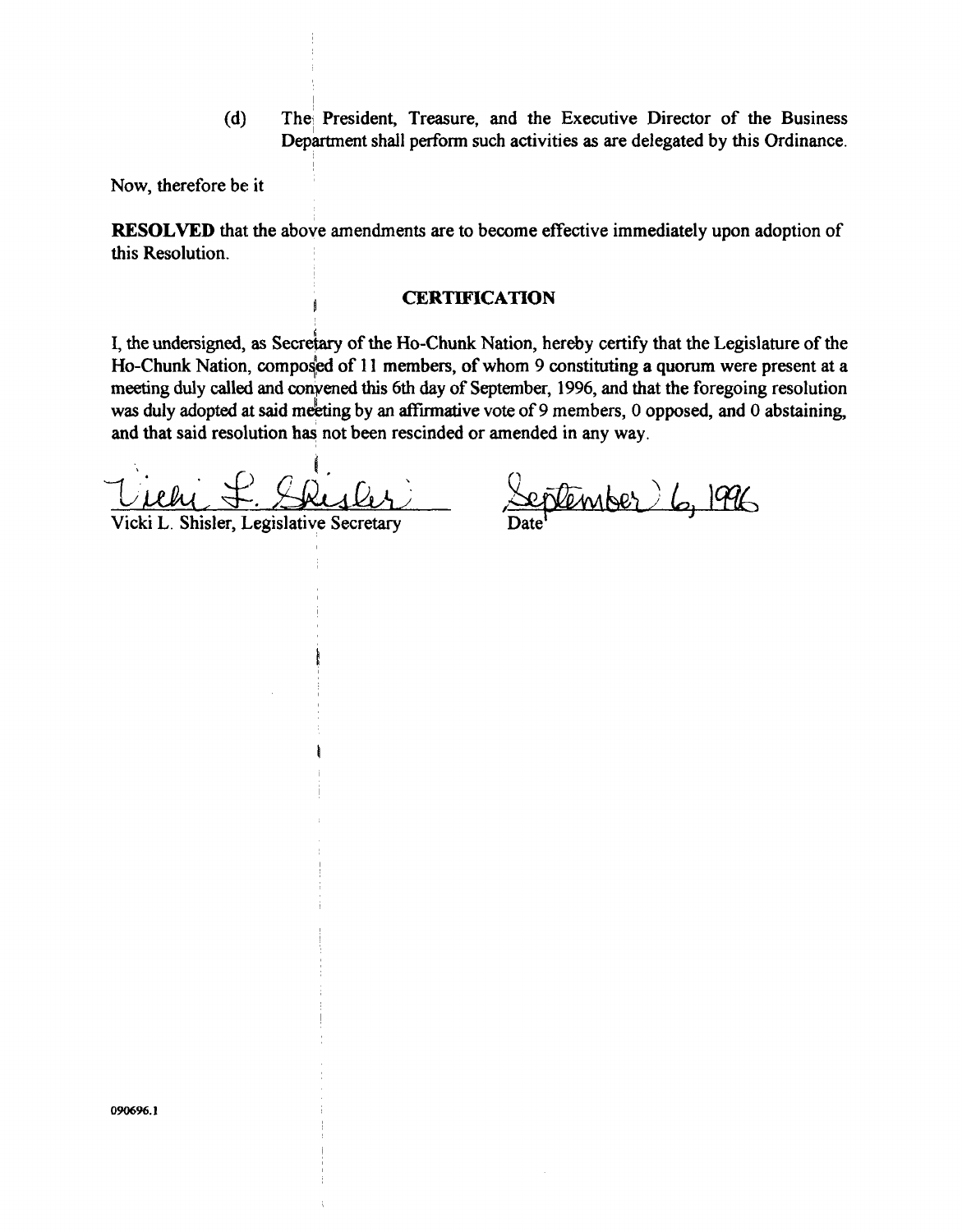(d) The President, Treasure, and the Executive Director of the Business Department shall perform such activities as are delegated by this Ordinance.

Now, therefore be it

**RESOLVED** that the above amendments are to become effective immediately upon adoption of this Resolution.

**CERTIFICATION**

I, the undersigned, as Secretary of the Ho-Chunk Nation, hereby certify that the Legislature of the Ho-Chunk Nation, composed of 11 members, of whom 9 constituting a quorum were present at a meeting duly called and convened this 6th day of September, 1996, and that the foregoing resolution was duly adopted at said meeting by an affirmative vote of 9 members, 0 opposed, and 0 abstaining, and that said resolution has not been rescinded or amended in any way.

Vicki L. Shisler

Vicki L. Shisler, Legislative Secretary

September 6, 1996

Date

090696.1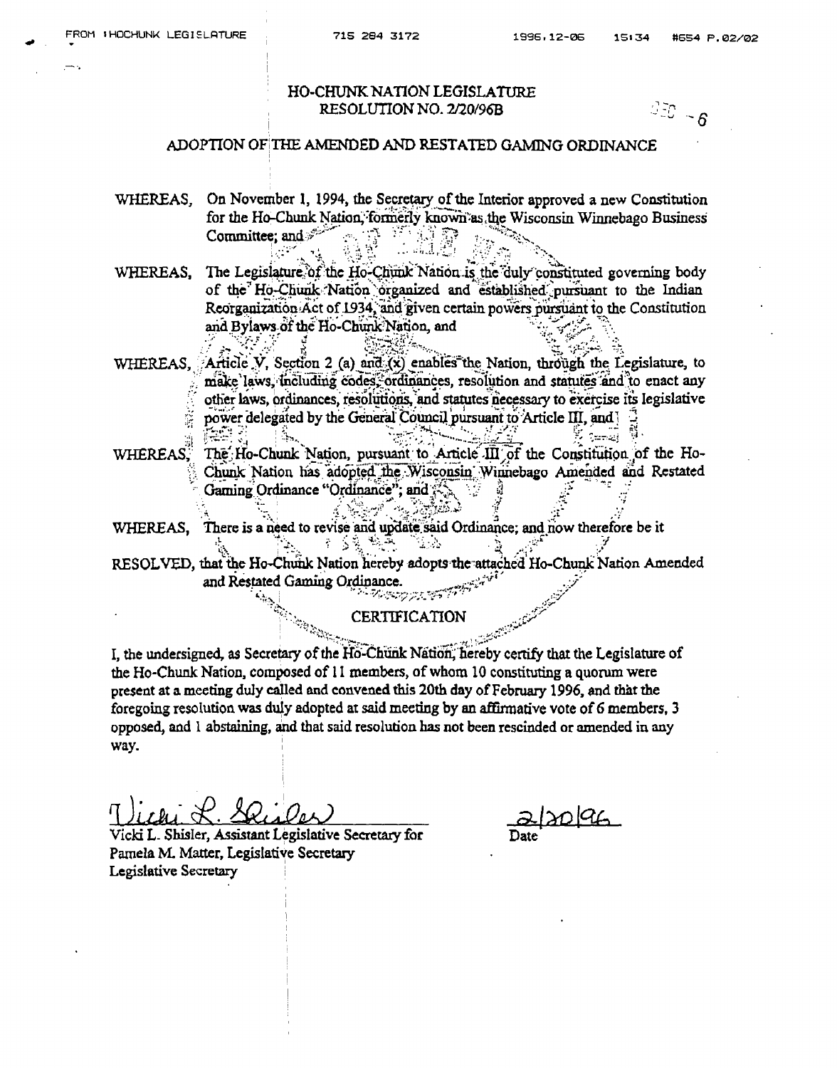# HO-CHUNK NATION LEGISLATURE
## RESOLUTION NO. 2/20/96B

### ADOPTION OF THE AMENDED AND RESTATED GAMING ORDINANCE

WHEREAS, On November 1, 1994, the Secretary of the Interior approved a new Constitution for the Ho-Chunk Nation, formerly known as the Wisconsin Winnebago Business Committee; and

WHEREAS, The Legislature of the Ho-Chunk Nation is the duly constituted governing body of the Ho-Chunk Nation organized and established pursuant to the Indian Reorganization Act of 1934, and given certain powers pursuant to the Constitution and Bylaws of the Ho-Chunk Nation, and

WHEREAS, Article V, Section 2 (a) and (x) enables the Nation, through the Legislature, to make laws, including codes, ordinances, resolution and statutes and to enact any other laws, ordinances, resolutions, and statutes necessary to exercise its legislative power delegated by the General Council pursuant to Article III, and

WHEREAS, The Ho-Chunk Nation, pursuant to Article III of the Constitution of the Ho-Chunk Nation has adopted the Wisconsin Winnebago Amended and Restated Gaming Ordinance "Ordinance"; and

WHEREAS, There is a need to revise and update said Ordinance; and now therefore be it

RESOLVED, that the Ho-Chunk Nation hereby adopts the attached Ho-Chunk Nation Amended and Restated Gaming Ordinance.

### CERTIFICATION

I, the undersigned, as Secretary of the Ho-Chunk Nation, hereby certify that the Legislature of the Ho-Chunk Nation, composed of 11 members, of whom 10 constituting a quorum were present at a meeting duly called and convened this 20th day of February 1996, and that the foregoing resolution was duly adopted at said meeting by an affirmative vote of 6 members, 3 opposed, and 1 abstaining, and that said resolution has not been rescinded or amended in any way.

Vicki L. Shisler

Vicki L. Shisler, Assistant Legislative Secretary for
Pamela M. Matter, Legislative Secretary
Legislative Secretary

2/20/96
Date